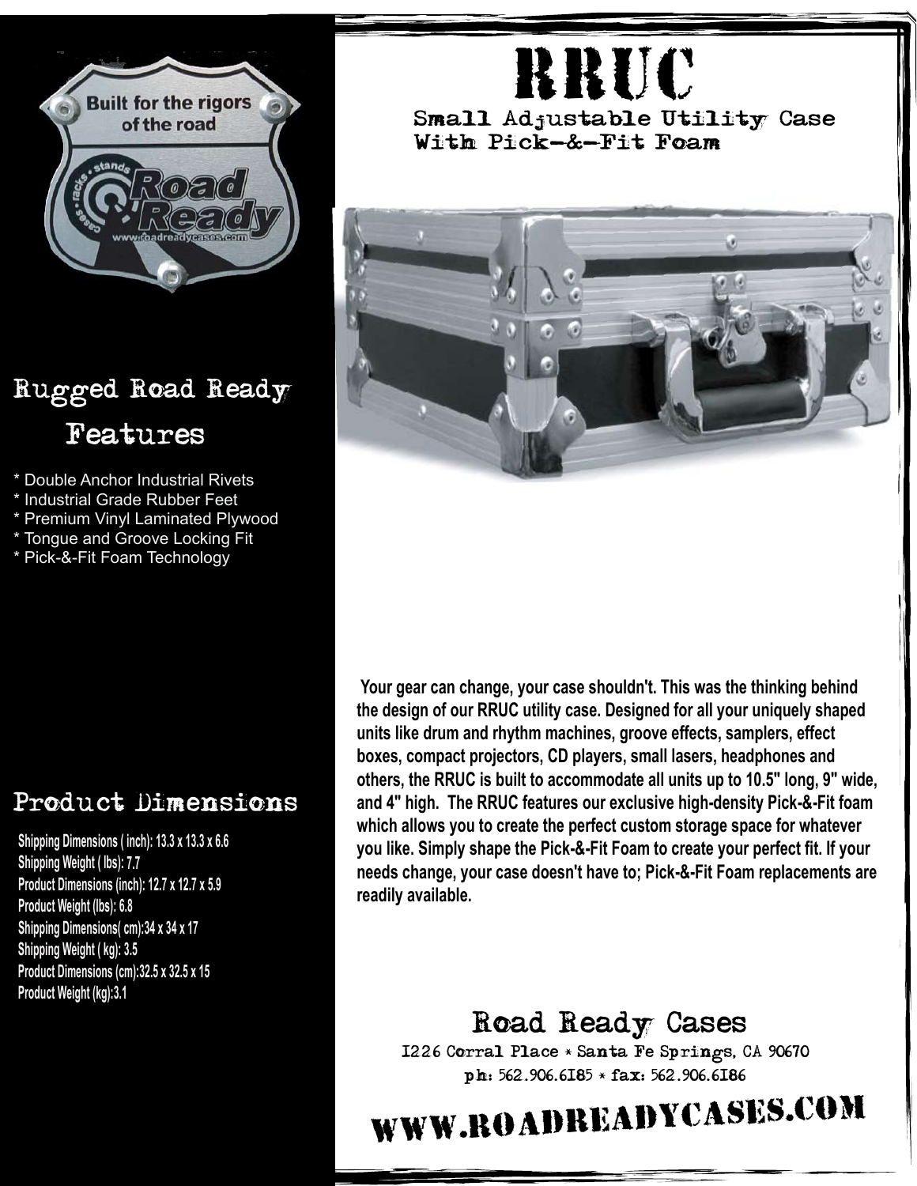# RRUC

**Small Adjustable Utility Case With Pick-&-Fit Foam**

Built for the rigors of the road

## Rugged Road Ready Features

* Double Anchor Industrial Rivets
* Industrial Grade Rubber Feet
* Premium Vinyl Laminated Plywood
* Tongue and Groove Locking Fit
* Pick-&-Fit Foam Technology

**Your gear can change, your case shouldn't. This was the thinking behind the design of our RRUC utility case. Designed for all your uniquely shaped units like drum and rhythm machines, groove effects, samplers, effect boxes, compact projectors, CD players, small lasers, headphones and others, the RRUC is built to accommodate all units up to 10.5" long, 9" wide, and 4" high. The RRUC features our exclusive high-density Pick-&-Fit foam which allows you to create the perfect custom storage space for whatever you like. Simply shape the Pick-&-Fit Foam to create your perfect fit. If your needs change, your case doesn't have to; Pick-&-Fit Foam replacements are readily available.**

## Product Dimensions

**Shipping Dimensions ( inch): 13.3 x 13.3 x 6.6**
**Shipping Weight ( lbs): 7.7**
**Product Dimensions (inch): 12.7 x 12.7 x 5.9**
**Product Weight (lbs): 6.8**
**Shipping Dimensions( cm):34 x 34 x 17**
**Shipping Weight ( kg): 3.5**
**Product Dimensions (cm):32.5 x 32.5 x 15**
**Product Weight (kg):3.1**

## Road Ready Cases

1226 Corral Place * Santa Fe Springs, CA 90670
ph: 562.906.6185 * fax: 562.906.6186

# WWW.ROADREADYCASES.COM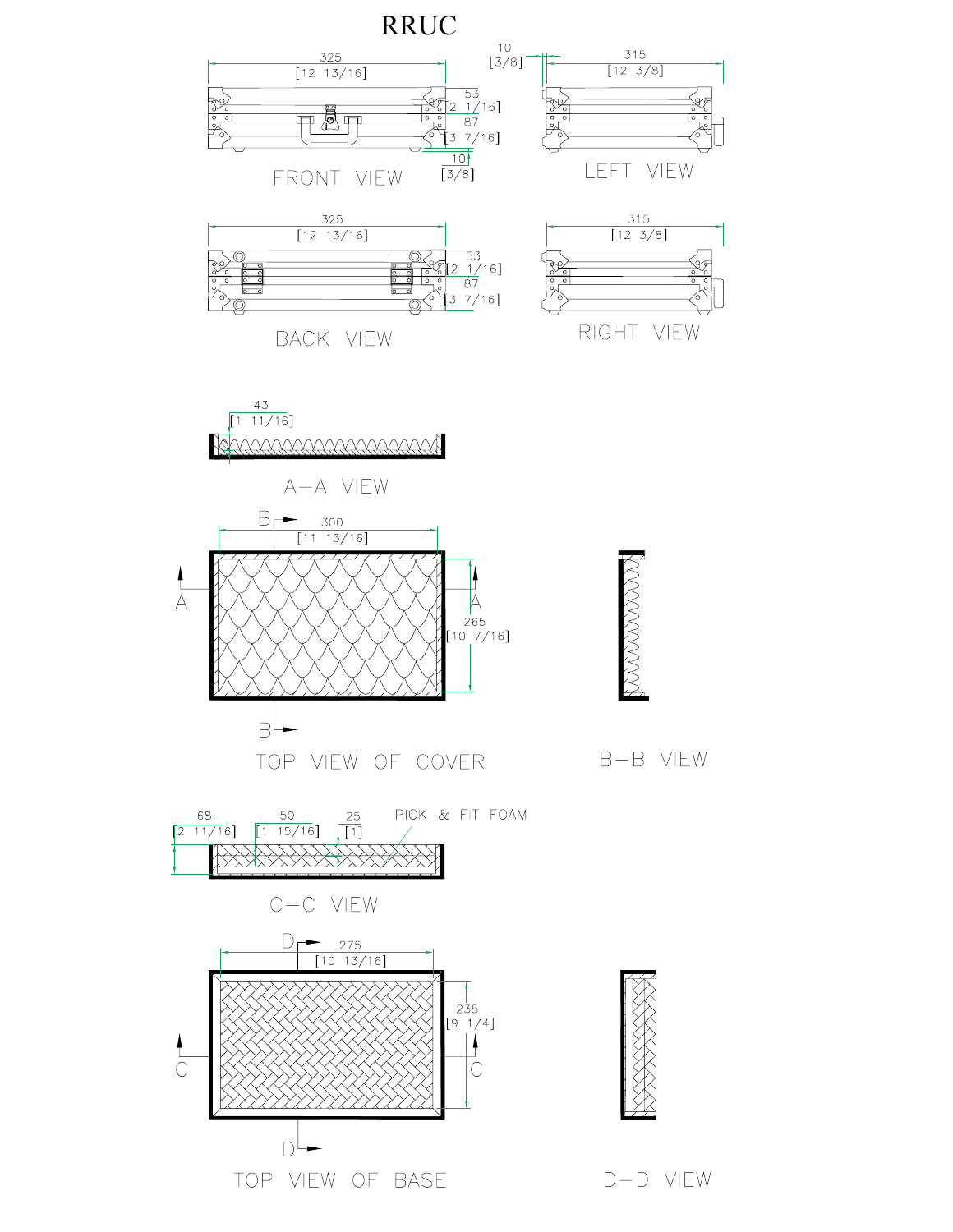# RRUC

325
[12 13/16]

10
[3/8]

315
[12 3/8]

53
[2 1/16]

87
[3 7/16]

10
[3/8]

FRONT VIEW

LEFT VIEW

325
[12 13/16]

315
[12 3/8]

53
[2 1/16]

87
[3 7/16]

BACK VIEW

RIGHT VIEW

43
[1 11/16]

A–A VIEW

B

300
[11 13/16]

A

A

265
[10 7/16]

B

TOP VIEW OF COVER

B–B VIEW

68
[2 11/16]

50
[1 15/16]

25
[1]

PICK & FIT FOAM

C–C VIEW

D

275
[10 13/16]

235
[9 1/4]

C

C

D

TOP VIEW OF BASE

D–D VIEW